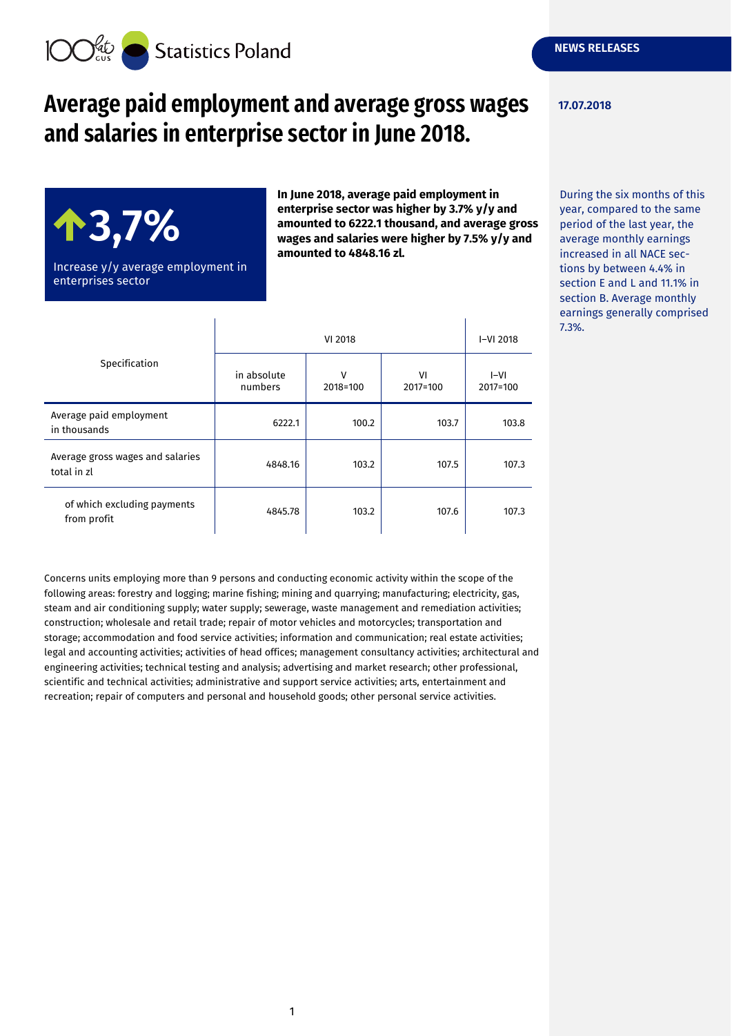NEWS RELEASES

17.07.2018

# Average paid employment and average gross wages and salaries in enterprise sector in June 2018.

**↑3,7%**

Increase y/y average employment in enterprises sector

**In June 2018, average paid employment in enterprise sector was higher by 3.7% y/y and amounted to 6222.1 thousand, and average gross wages and salaries were higher by 7.5% y/y and amounted to 4848.16 zl.**

During the six months of this year, compared to the same period of the last year, the average monthly earnings increased in all NACE sections by between 4.4% in section E and L and 11.1% in section B. Average monthly earnings generally comprised 7.3%.

| Specification | VI 2018 | | | I–VI 2018 |
|---|---|---|---|---|
| | in absolute numbers | V 2018=100 | VI 2017=100 | I–VI 2017=100 |
| Average paid employment in thousands | 6222.1 | 100.2 | 103.7 | 103.8 |
| Average gross wages and salaries total in zl | 4848.16 | 103.2 | 107.5 | 107.3 |
| of which excluding payments from profit | 4845.78 | 103.2 | 107.6 | 107.3 |

Concerns units employing more than 9 persons and conducting economic activity within the scope of the following areas: forestry and logging; marine fishing; mining and quarrying; manufacturing; electricity, gas, steam and air conditioning supply; water supply; sewerage, waste management and remediation activities; construction; wholesale and retail trade; repair of motor vehicles and motorcycles; transportation and storage; accommodation and food service activities; information and communication; real estate activities; legal and accounting activities; activities of head offices; management consultancy activities; architectural and engineering activities; technical testing and analysis; advertising and market research; other professional, scientific and technical activities; administrative and support service activities; arts, entertainment and recreation; repair of computers and personal and household goods; other personal service activities.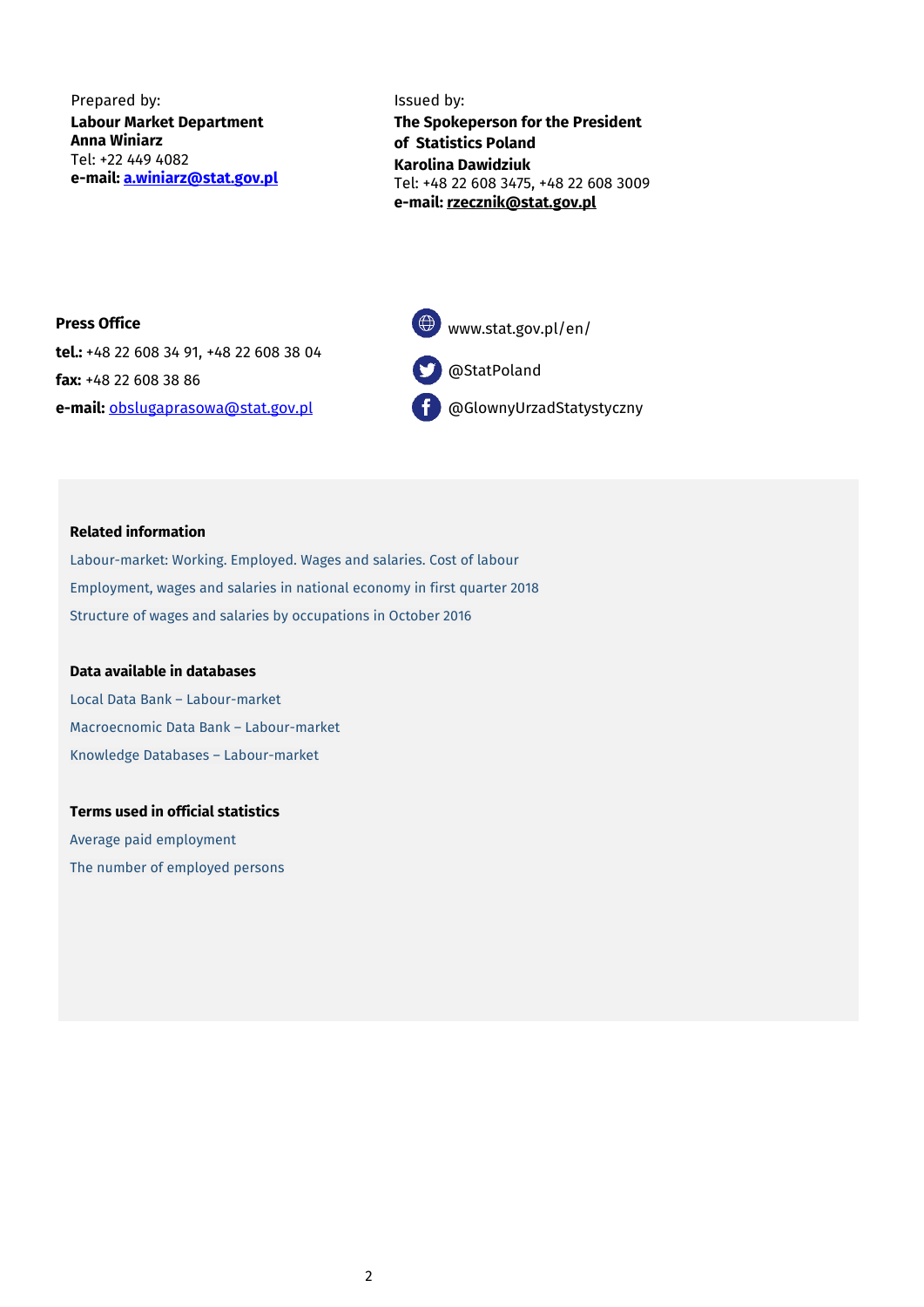Prepared by:
**Labour Market Department**
**Anna Winiarz**
Tel: +22 449 4082
**e-mail: a.winiarz@stat.gov.pl**

Issued by:
**The Spokeperson for the President of Statistics Poland**
**Karolina Dawidziuk**
Tel: +48 22 608 3475, +48 22 608 3009
**e-mail: rzecznik@stat.gov.pl**

**Press Office**
**tel.:** +48 22 608 34 91, +48 22 608 38 04
**fax:** +48 22 608 38 86
**e-mail:** obslugaprasowa@stat.gov.pl

www.stat.gov.pl/en/
@StatPoland
@GlownyUrzadStatystyczny

**Related information**

Labour-market: Working. Employed. Wages and salaries. Cost of labour

Employment, wages and salaries in national economy in first quarter 2018

Structure of wages and salaries by occupations in October 2016

**Data available in databases**

Local Data Bank – Labour-market

Macroecnomic Data Bank – Labour-market

Knowledge Databases – Labour-market

**Terms used in official statistics**

Average paid employment

The number of employed persons